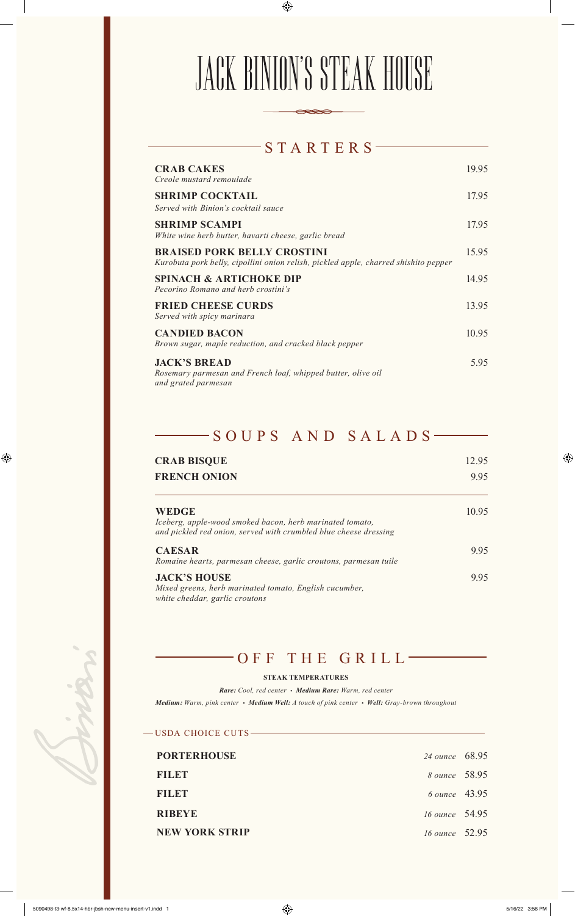# JACK BINION'S STEAK HOUSE

## STARTERS

**CRAB CAKES** 19.95
*Creole mustard remoulade*

**SHRIMP COCKTAIL** 17.95
*Served with Binion's cocktail sauce*

**SHRIMP SCAMPI** 17.95
*White wine herb butter, havarti cheese, garlic bread*

**BRAISED PORK BELLY CROSTINI** 15.95
*Kurobuta pork belly, cipollini onion relish, pickled apple, charred shishito pepper*

**SPINACH & ARTICHOKE DIP** 14.95
*Pecorino Romano and herb crostini's*

**FRIED CHEESE CURDS** 13.95
*Served with spicy marinara*

**CANDIED BACON** 10.95
*Brown sugar, maple reduction, and cracked black pepper*

**JACK'S BREAD** 5.95
*Rosemary parmesan and French loaf, whipped butter, olive oil and grated parmesan*

## SOUPS AND SALADS

**CRAB BISQUE** 12.95

**FRENCH ONION** 9.95

---

**WEDGE** 10.95
*Iceberg, apple-wood smoked bacon, herb marinated tomato, and pickled red onion, served with crumbled blue cheese dressing*

**CAESAR** 9.95
*Romaine hearts, parmesan cheese, garlic croutons, parmesan tuile*

**JACK'S HOUSE** 9.95
*Mixed greens, herb marinated tomato, English cucumber, white cheddar, garlic croutons*

## OFF THE GRILL

**STEAK TEMPERATURES**

***Rare:*** *Cool, red center* • ***Medium Rare:*** *Warm, red center*

***Medium:*** *Warm, pink center* • ***Medium Well:*** *A touch of pink center* • ***Well:*** *Gray-brown throughout*

### USDA CHOICE CUTS

| | | |
|---|---|---|
| **PORTERHOUSE** | *24 ounce* | 68.95 |
| **FILET** | *8 ounce* | 58.95 |
| **FILET** | *6 ounce* | 43.95 |
| **RIBEYE** | *16 ounce* | 54.95 |
| **NEW YORK STRIP** | *16 ounce* | 52.95 |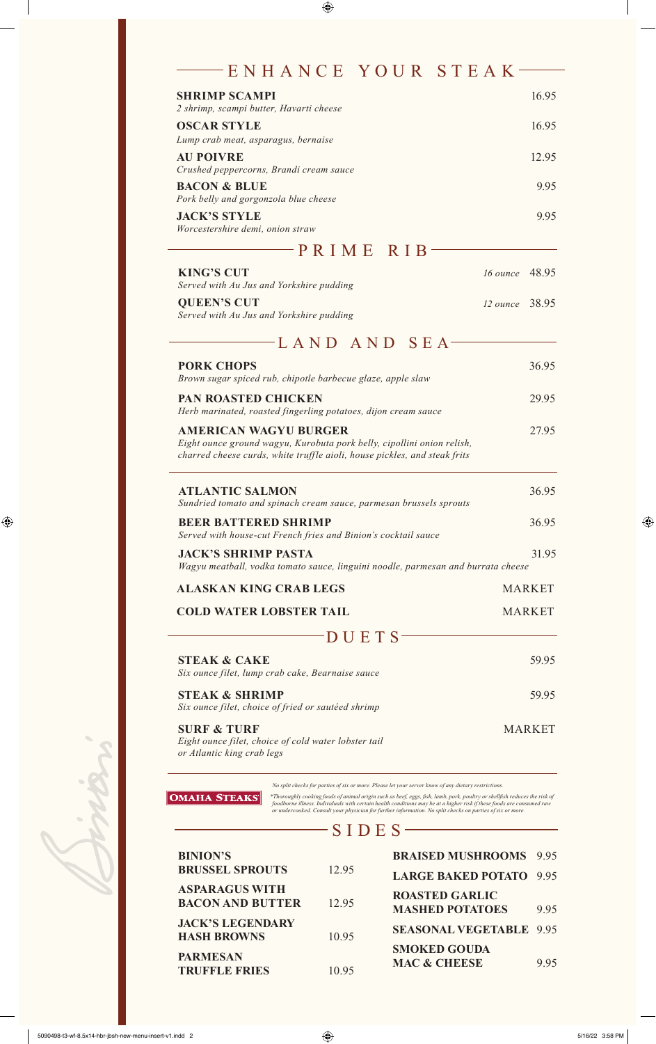## ENHANCE YOUR STEAK

**SHRIMP SCAMPI** 16.95
*2 shrimp, scampi butter, Havarti cheese*

**OSCAR STYLE** 16.95
*Lump crab meat, asparagus, bernaise*

**AU POIVRE** 12.95
*Crushed peppercorns, Brandi cream sauce*

**BACON & BLUE** 9.95
*Pork belly and gorgonzola blue cheese*

**JACK'S STYLE** 9.95
*Worcestershire demi, onion straw*

## PRIME RIB

**KING'S CUT** *16 ounce* 48.95
*Served with Au Jus and Yorkshire pudding*

**QUEEN'S CUT** *12 ounce* 38.95
*Served with Au Jus and Yorkshire pudding*

## LAND AND SEA

**PORK CHOPS** 36.95
*Brown sugar spiced rub, chipotle barbecue glaze, apple slaw*

**PAN ROASTED CHICKEN** 29.95
*Herb marinated, roasted fingerling potatoes, dijon cream sauce*

**AMERICAN WAGYU BURGER** 27.95
*Eight ounce ground wagyu, Kurobuta pork belly, cipollini onion relish, charred cheese curds, white truffle aioli, house pickles, and steak frits*

---

**ATLANTIC SALMON** 36.95
*Sundried tomato and spinach cream sauce, parmesan brussels sprouts*

**BEER BATTERED SHRIMP** 36.95
*Served with house-cut French fries and Binion's cocktail sauce*

**JACK'S SHRIMP PASTA** 31.95
*Wagyu meatball, vodka tomato sauce, linguini noodle, parmesan and burrata cheese*

**ALASKAN KING CRAB LEGS** MARKET

**COLD WATER LOBSTER TAIL** MARKET

## DUETS

**STEAK & CAKE** 59.95
*Six ounce filet, lump crab cake, Bearnaise sauce*

**STEAK & SHRIMP** 59.95
*Six ounce filet, choice of fried or sautéed shrimp*

**SURF & TURF** MARKET
*Eight ounce filet, choice of cold water lobster tail or Atlantic king crab legs*

*No split checks for parties of six or more. Please let your server know of any dietary restrictions.*

OMAHA STEAKS

*\*Thoroughly cooking foods of animal origin such as beef, eggs, fish, lamb, pork, poultry or shellfish reduces the risk of foodborne illness. Individuals with certain health conditions may be at a higher risk if these foods are consumed raw or undercooked. Consult your physician for further information. No split checks on parties of six or more.*

## SIDES

**BINION'S BRUSSEL SPROUTS** 12.95

**ASPARAGUS WITH BACON AND BUTTER** 12.95

**JACK'S LEGENDARY HASH BROWNS** 10.95

**PARMESAN TRUFFLE FRIES** 10.95

**BRAISED MUSHROOMS** 9.95

**LARGE BAKED POTATO** 9.95

**ROASTED GARLIC MASHED POTATOES** 9.95

**SEASONAL VEGETABLE** 9.95

**SMOKED GOUDA MAC & CHEESE** 9.95

Binion's